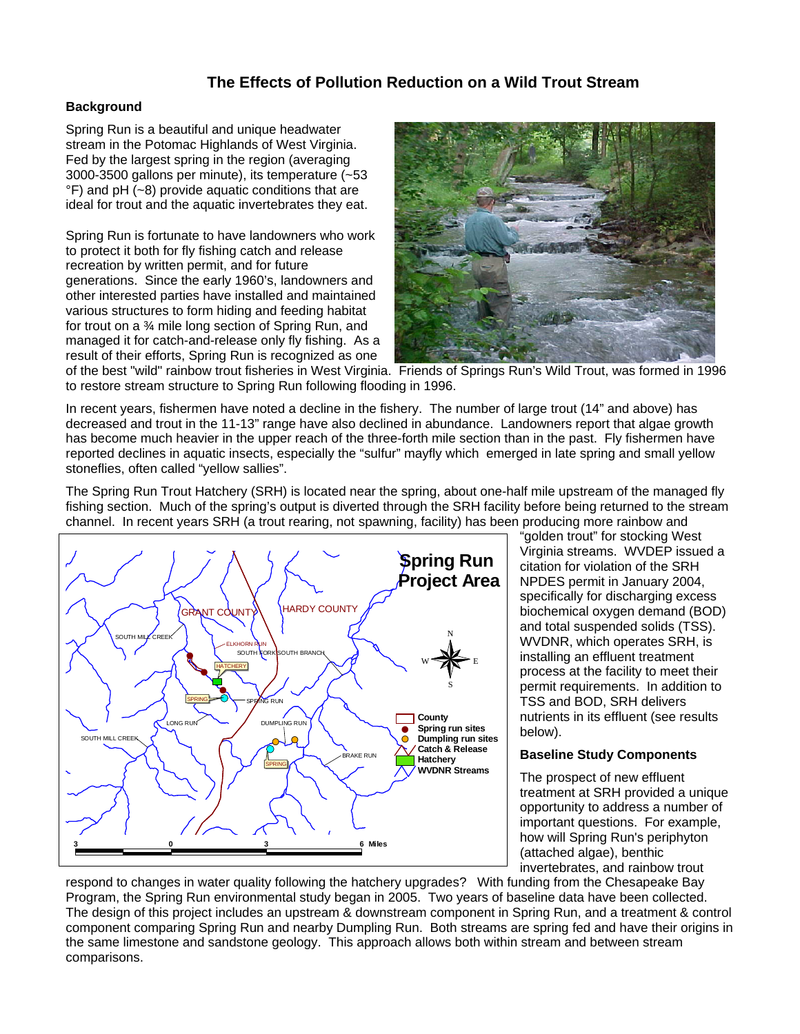# The Effects of Pollution Reduction on a Wild Trout Stream

## Background

Spring Run is a beautiful and unique headwater stream in the Potomac Highlands of West Virginia. Fed by the largest spring in the region (averaging 3000-3500 gallons per minute), its temperature (~53 °F) and pH (~8) provide aquatic conditions that are ideal for trout and the aquatic invertebrates they eat.

Spring Run is fortunate to have landowners who work to protect it both for fly fishing catch and release recreation by written permit, and for future generations. Since the early 1960's, landowners and other interested parties have installed and maintained various structures to form hiding and feeding habitat for trout on a ¾ mile long section of Spring Run, and managed it for catch-and-release only fly fishing. As a result of their efforts, Spring Run is recognized as one of the best "wild" rainbow trout fisheries in West Virginia. Friends of Springs Run's Wild Trout, was formed in 1996 to restore stream structure to Spring Run following flooding in 1996.

In recent years, fishermen have noted a decline in the fishery. The number of large trout (14" and above) has decreased and trout in the 11-13" range have also declined in abundance. Landowners report that algae growth has become much heavier in the upper reach of the three-forth mile section than in the past. Fly fishermen have reported declines in aquatic insects, especially the "sulfur" mayfly which emerged in late spring and small yellow stoneflies, often called "yellow sallies".

The Spring Run Trout Hatchery (SRH) is located near the spring, about one-half mile upstream of the managed fly fishing section. Much of the spring's output is diverted through the SRH facility before being returned to the stream channel. In recent years SRH (a trout rearing, not spawning, facility) has been producing more rainbow and "golden trout" for stocking West Virginia streams. WVDEP issued a citation for violation of the SRH NPDES permit in January 2004, specifically for discharging excess biochemical oxygen demand (BOD) and total suspended solids (TSS). WVDNR, which operates SRH, is installing an effluent treatment process at the facility to meet their permit requirements. In addition to TSS and BOD, SRH delivers nutrients in its effluent (see results below).

## Baseline Study Components

The prospect of new effluent treatment at SRH provided a unique opportunity to address a number of important questions. For example, how will Spring Run's periphyton (attached algae), benthic invertebrates, and rainbow trout respond to changes in water quality following the hatchery upgrades? With funding from the Chesapeake Bay Program, the Spring Run environmental study began in 2005. Two years of baseline data have been collected. The design of this project includes an upstream & downstream component in Spring Run, and a treatment & control component comparing Spring Run and nearby Dumpling Run. Both streams are spring fed and have their origins in the same limestone and sandstone geology. This approach allows both within stream and between stream comparisons.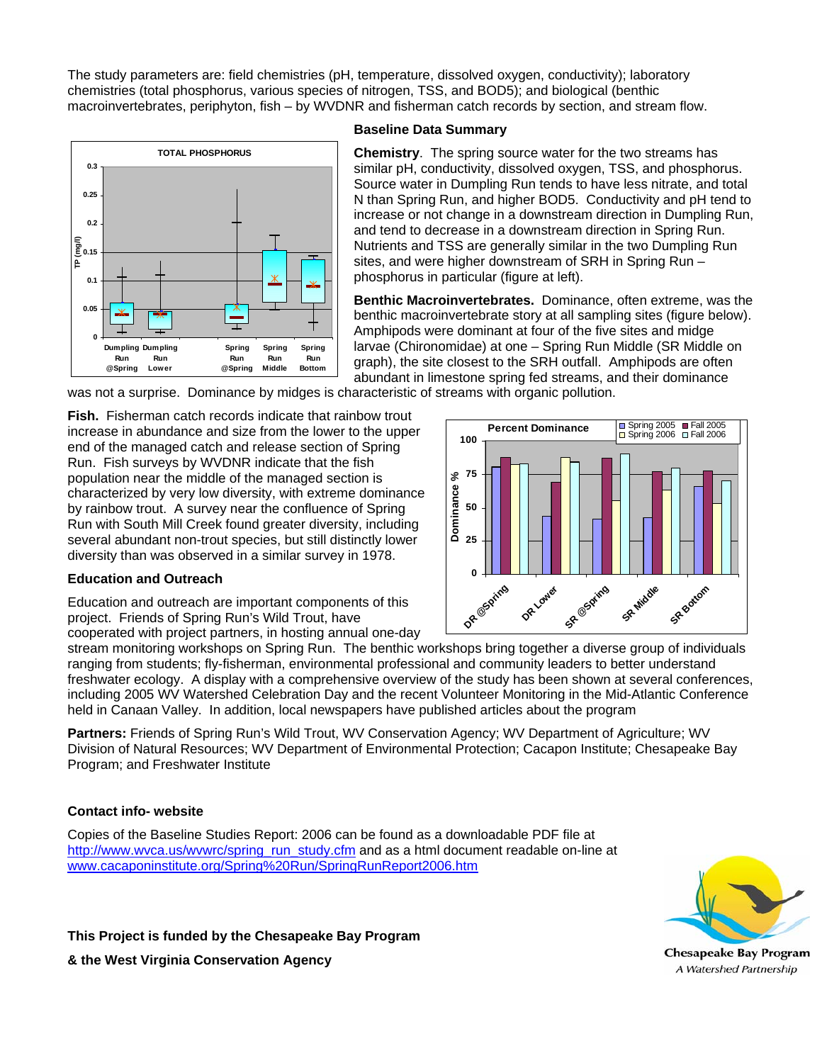The study parameters are: field chemistries (pH, temperature, dissolved oxygen, conductivity); laboratory chemistries (total phosphorus, various species of nitrogen, TSS, and BOD5); and biological (benthic macroinvertebrates, periphyton, fish – by WVDNR and fisherman catch records by section, and stream flow.

TOTAL PHOSPHORUS

TP (mg/l)

0.3
0.25
0.2
0.15
0.1
0.05
0

Dumpling Run @Spring
Dumpling Run Lower
Spring Run @Spring
Spring Run Middle
Spring Run Bottom

## Baseline Data Summary

**Chemistry**. The spring source water for the two streams has similar pH, conductivity, dissolved oxygen, TSS, and phosphorus. Source water in Dumpling Run tends to have less nitrate, and total N than Spring Run, and higher BOD5. Conductivity and pH tend to increase or not change in a downstream direction in Dumpling Run, and tend to decrease in a downstream direction in Spring Run. Nutrients and TSS are generally similar in the two Dumpling Run sites, and were higher downstream of SRH in Spring Run – phosphorus in particular (figure at left).

**Benthic Macroinvertebrates.** Dominance, often extreme, was the benthic macroinvertebrate story at all sampling sites (figure below). Amphipods were dominant at four of the five sites and midge larvae (Chironomidae) at one – Spring Run Middle (SR Middle on graph), the site closest to the SRH outfall. Amphipods are often abundant in limestone spring fed streams, and their dominance was not a surprise. Dominance by midges is characteristic of streams with organic pollution.

**Fish.** Fisherman catch records indicate that rainbow trout increase in abundance and size from the lower to the upper end of the managed catch and release section of Spring Run. Fish surveys by WVDNR indicate that the fish population near the middle of the managed section is characterized by very low diversity, with extreme dominance by rainbow trout. A survey near the confluence of Spring Run with South Mill Creek found greater diversity, including several abundant non-trout species, but still distinctly lower diversity than was observed in a similar survey in 1978.

Percent Dominance

Spring 2005
Fall 2005
Spring 2006
Fall 2006

Dominance %

100
75
50
25
0

DR @Spring
DR Lower
SR @Spring
SR Middle
SR Bottom

## Education and Outreach

Education and outreach are important components of this project. Friends of Spring Run's Wild Trout, have cooperated with project partners, in hosting annual one-day stream monitoring workshops on Spring Run. The benthic workshops bring together a diverse group of individuals ranging from students; fly-fisherman, environmental professional and community leaders to better understand freshwater ecology. A display with a comprehensive overview of the study has been shown at several conferences, including 2005 WV Watershed Celebration Day and the recent Volunteer Monitoring in the Mid-Atlantic Conference held in Canaan Valley. In addition, local newspapers have published articles about the program

**Partners:** Friends of Spring Run's Wild Trout, WV Conservation Agency; WV Department of Agriculture; WV Division of Natural Resources; WV Department of Environmental Protection; Cacapon Institute; Chesapeake Bay Program; and Freshwater Institute

### Contact info- website

Copies of the Baseline Studies Report: 2006 can be found as a downloadable PDF file at http://www.wvca.us/wvwrc/spring_run_study.cfm and as a html document readable on-line at www.cacaponinstitute.org/Spring%20Run/SpringRunReport2006.htm

**This Project is funded by the Chesapeake Bay Program**

**& the West Virginia Conservation Agency**

Chesapeake Bay Program
*A Watershed Partnership*